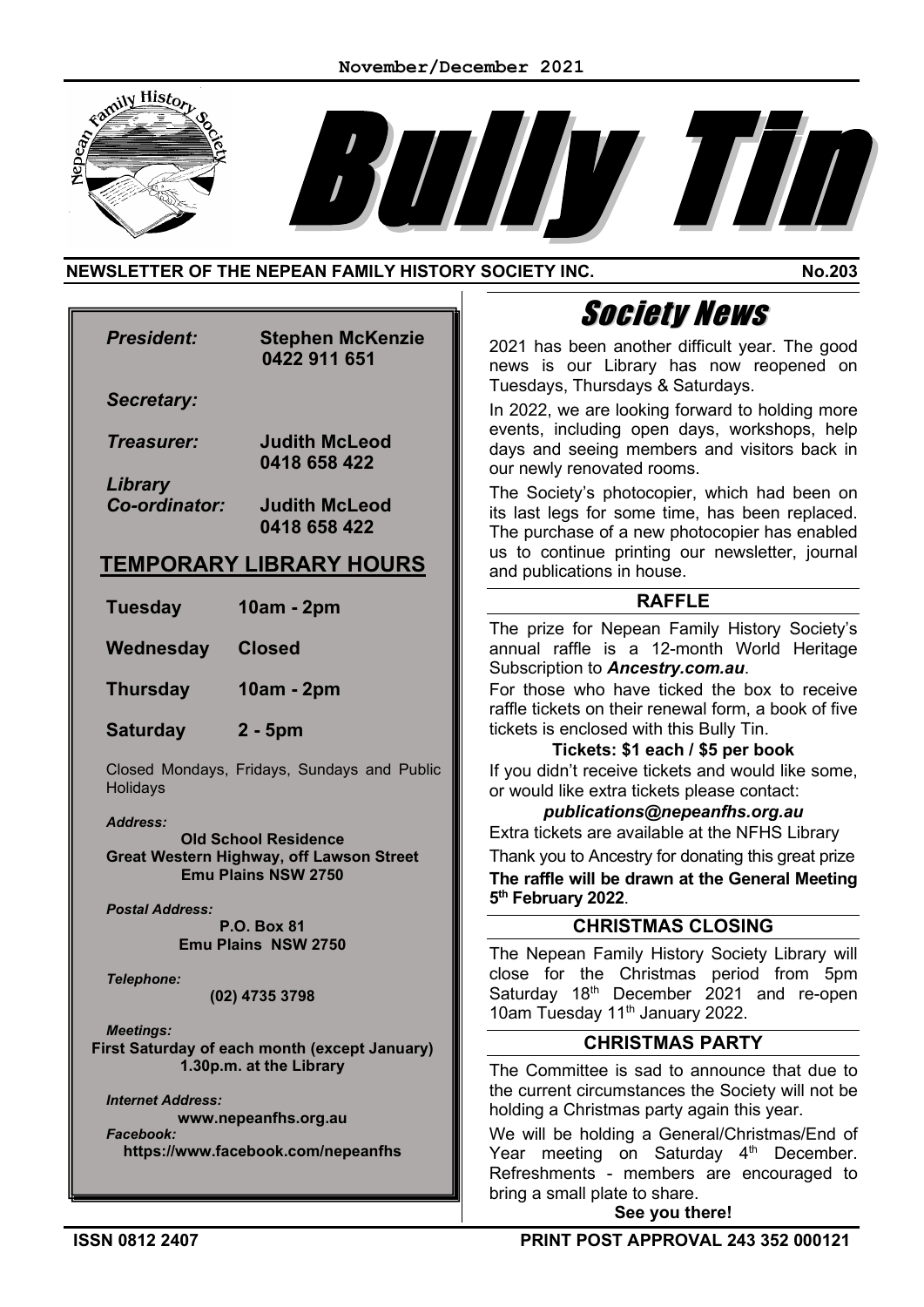November/December 2021

# Bully Tin

**NEWSLETTER OF THE NEPEAN FAMILY HISTORY SOCIETY INC.** **No.203**

***President:*** **Stephen McKenzie 0422 911 651**

***Secretary:***

***Treasurer:*** **Judith McLeod 0418 658 422**

***Library Co-ordinator:*** **Judith McLeod 0418 658 422**

## TEMPORARY LIBRARY HOURS

| | |
|---|---|
| **Tuesday** | **10am - 2pm** |
| **Wednesday** | **Closed** |
| **Thursday** | **10am - 2pm** |
| **Saturday** | **2 - 5pm** |

Closed Mondays, Fridays, Sundays and Public Holidays

***Address:***
**Old School Residence**
**Great Western Highway, off Lawson Street**
**Emu Plains NSW 2750**

***Postal Address:***
**P.O. Box 81**
**Emu Plains NSW 2750**

***Telephone:***
**(02) 4735 3798**

***Meetings:***
**First Saturday of each month (except January)**
**1.30p.m. at the Library**

***Internet Address:***
**www.nepeanfhs.org.au**
***Facebook:***
**https://www.facebook.com/nepeanfhs**

# Society News

2021 has been another difficult year. The good news is our Library has now reopened on Tuesdays, Thursdays & Saturdays.

In 2022, we are looking forward to holding more events, including open days, workshops, help days and seeing members and visitors back in our newly renovated rooms.

The Society's photocopier, which had been on its last legs for some time, has been replaced. The purchase of a new photocopier has enabled us to continue printing our newsletter, journal and publications in house.

## RAFFLE

The prize for Nepean Family History Society's annual raffle is a 12-month World Heritage Subscription to ***Ancestry.com.au***.

For those who have ticked the box to receive raffle tickets on their renewal form, a book of five tickets is enclosed with this Bully Tin.

**Tickets: $1 each / $5 per book**

If you didn't receive tickets and would like some, or would like extra tickets please contact:

***publications@nepeanfhs.org.au***

Extra tickets are available at the NFHS Library

Thank you to Ancestry for donating this great prize

**The raffle will be drawn at the General Meeting 5th February 2022**.

## CHRISTMAS CLOSING

The Nepean Family History Society Library will close for the Christmas period from 5pm Saturday 18th December 2021 and re-open 10am Tuesday 11th January 2022.

## CHRISTMAS PARTY

The Committee is sad to announce that due to the current circumstances the Society will not be holding a Christmas party again this year.

We will be holding a General/Christmas/End of Year meeting on Saturday 4th December. Refreshments - members are encouraged to bring a small plate to share.

**See you there!**

**ISSN 0812 2407** **PRINT POST APPROVAL 243 352 000121**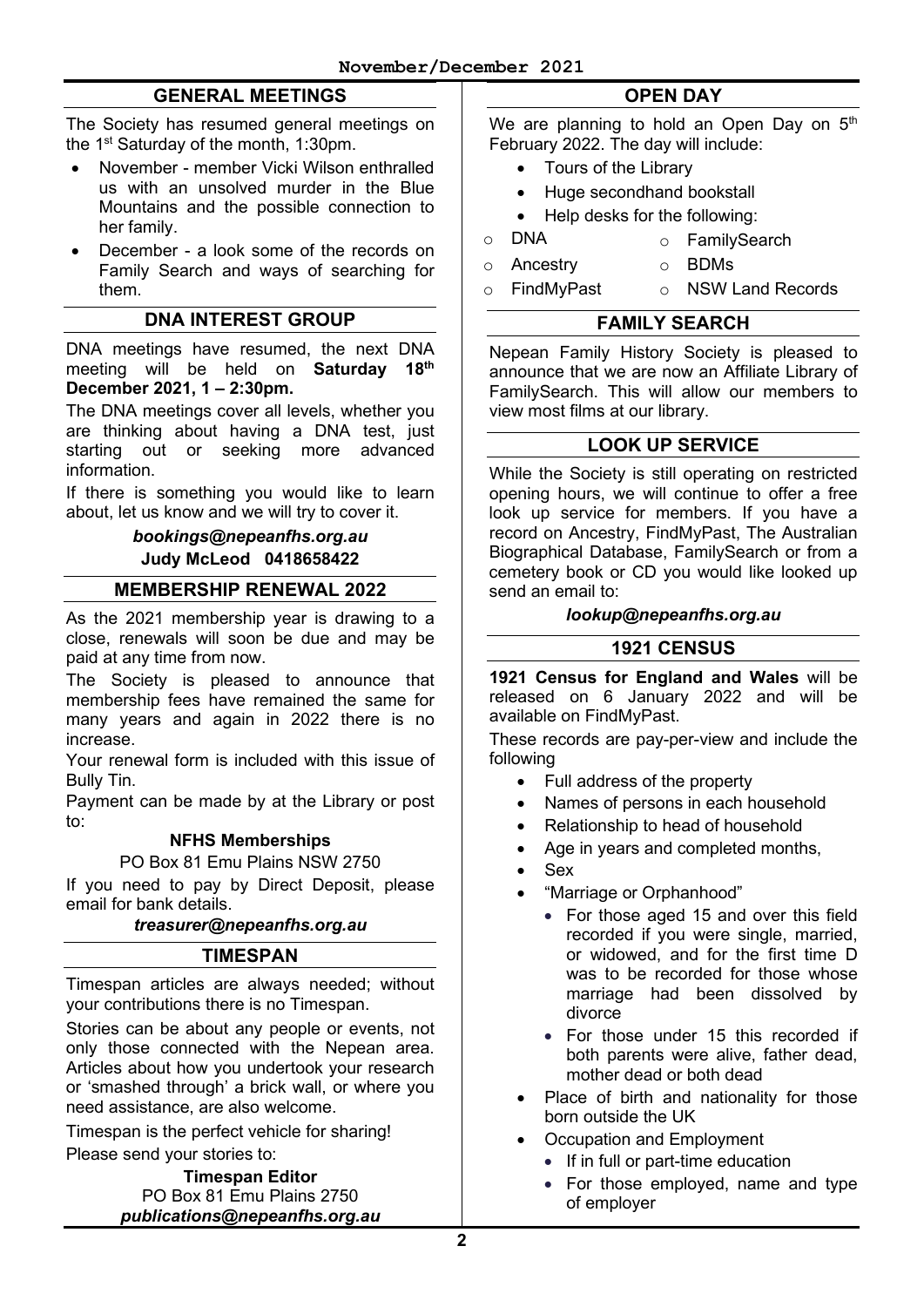## GENERAL MEETINGS

The Society has resumed general meetings on the 1st Saturday of the month, 1:30pm.

- November - member Vicki Wilson enthralled us with an unsolved murder in the Blue Mountains and the possible connection to her family.
- December - a look some of the records on Family Search and ways of searching for them.

## DNA INTEREST GROUP

DNA meetings have resumed, the next DNA meeting will be held on **Saturday 18th December 2021, 1 – 2:30pm.**

The DNA meetings cover all levels, whether you are thinking about having a DNA test, just starting out or seeking more advanced information.

If there is something you would like to learn about, let us know and we will try to cover it.

***bookings@nepeanfhs.org.au***

**Judy McLeod 0418658422**

## MEMBERSHIP RENEWAL 2022

As the 2021 membership year is drawing to a close, renewals will soon be due and may be paid at any time from now.

The Society is pleased to announce that membership fees have remained the same for many years and again in 2022 there is no increase.

Your renewal form is included with this issue of Bully Tin.

Payment can be made by at the Library or post to:

**NFHS Memberships**

PO Box 81 Emu Plains NSW 2750

If you need to pay by Direct Deposit, please email for bank details.

***treasurer@nepeanfhs.org.au***

## TIMESPAN

Timespan articles are always needed; without your contributions there is no Timespan.

Stories can be about any people or events, not only those connected with the Nepean area. Articles about how you undertook your research or 'smashed through' a brick wall, or where you need assistance, are also welcome.

Timespan is the perfect vehicle for sharing!

Please send your stories to:

**Timespan Editor**

PO Box 81 Emu Plains 2750

***publications@nepeanfhs.org.au***

## OPEN DAY

We are planning to hold an Open Day on 5th February 2022. The day will include:

- Tours of the Library
- Huge secondhand bookstall
- Help desks for the following:
  - DNA
  - FamilySearch
  - Ancestry
  - BDMs
  - FindMyPast
  - NSW Land Records

## FAMILY SEARCH

Nepean Family History Society is pleased to announce that we are now an Affiliate Library of FamilySearch. This will allow our members to view most films at our library.

## LOOK UP SERVICE

While the Society is still operating on restricted opening hours, we will continue to offer a free look up service for members. If you have a record on Ancestry, FindMyPast, The Australian Biographical Database, FamilySearch or from a cemetery book or CD you would like looked up send an email to:

***lookup@nepeanfhs.org.au***

## 1921 CENSUS

**1921 Census for England and Wales** will be released on 6 January 2022 and will be available on FindMyPast.

These records are pay-per-view and include the following

- Full address of the property
- Names of persons in each household
- Relationship to head of household
- Age in years and completed months,
- Sex
- "Marriage or Orphanhood"
  - For those aged 15 and over this field recorded if you were single, married, or widowed, and for the first time D was to be recorded for those whose marriage had been dissolved by divorce
  - For those under 15 this recorded if both parents were alive, father dead, mother dead or both dead
- Place of birth and nationality for those born outside the UK
- Occupation and Employment
  - If in full or part-time education
  - For those employed, name and type of employer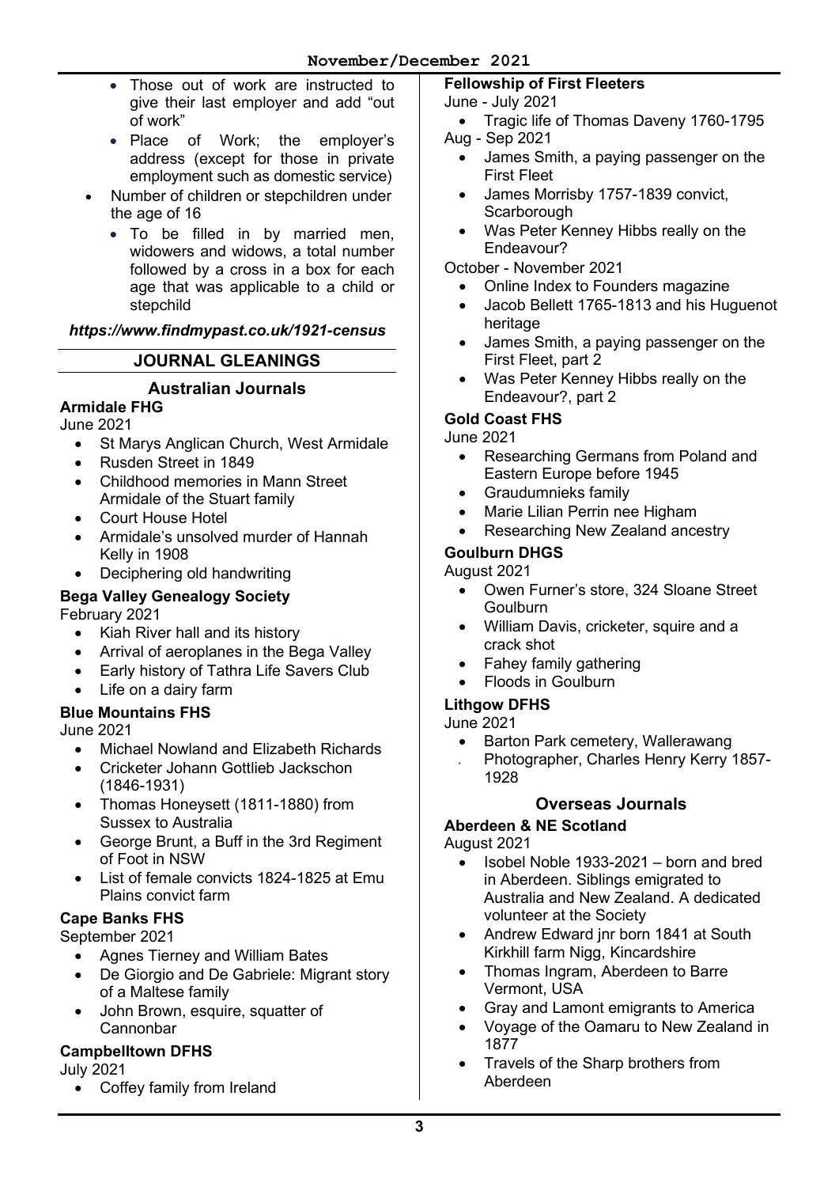- Those out of work are instructed to give their last employer and add "out of work"
- Place of Work; the employer's address (except for those in private employment such as domestic service)

- Number of children or stepchildren under the age of 16
  - To be filled in by married men, widowers and widows, a total number followed by a cross in a box for each age that was applicable to a child or stepchild

***https://www.findmypast.co.uk/1921-census***

## JOURNAL GLEANINGS

### Australian Journals

**Armidale FHG**

June 2021

- St Marys Anglican Church, West Armidale
- Rusden Street in 1849
- Childhood memories in Mann Street Armidale of the Stuart family
- Court House Hotel
- Armidale's unsolved murder of Hannah Kelly in 1908
- Deciphering old handwriting

**Bega Valley Genealogy Society**

February 2021

- Kiah River hall and its history
- Arrival of aeroplanes in the Bega Valley
- Early history of Tathra Life Savers Club
- Life on a dairy farm

**Blue Mountains FHS**

June 2021

- Michael Nowland and Elizabeth Richards
- Cricketer Johann Gottlieb Jackschon (1846-1931)
- Thomas Honeysett (1811-1880) from Sussex to Australia
- George Brunt, a Buff in the 3rd Regiment of Foot in NSW
- List of female convicts 1824-1825 at Emu Plains convict farm

**Cape Banks FHS**

September 2021

- Agnes Tierney and William Bates
- De Giorgio and De Gabriele: Migrant story of a Maltese family
- John Brown, esquire, squatter of Cannonbar

**Campbelltown DFHS**

July 2021

- Coffey family from Ireland

**Fellowship of First Fleeters**

June - July 2021

- Tragic life of Thomas Daveny 1760-1795

Aug - Sep 2021

- James Smith, a paying passenger on the First Fleet
- James Morrisby 1757-1839 convict, Scarborough
- Was Peter Kenney Hibbs really on the Endeavour?

October - November 2021

- Online Index to Founders magazine
- Jacob Bellett 1765-1813 and his Huguenot heritage
- James Smith, a paying passenger on the First Fleet, part 2
- Was Peter Kenney Hibbs really on the Endeavour?, part 2

**Gold Coast FHS**

June 2021

- Researching Germans from Poland and Eastern Europe before 1945
- Graudumnieks family
- Marie Lilian Perrin nee Higham
- Researching New Zealand ancestry

**Goulburn DHGS**

August 2021

- Owen Furner's store, 324 Sloane Street Goulburn
- William Davis, cricketer, squire and a crack shot
- Fahey family gathering
- Floods in Goulburn

**Lithgow DFHS**

June 2021

- Barton Park cemetery, Wallerawang
- Photographer, Charles Henry Kerry 1857-1928

### Overseas Journals

**Aberdeen & NE Scotland**

August 2021

- Isobel Noble 1933-2021 – born and bred in Aberdeen. Siblings emigrated to Australia and New Zealand. A dedicated volunteer at the Society
- Andrew Edward jnr born 1841 at South Kirkhill farm Nigg, Kincardshire
- Thomas Ingram, Aberdeen to Barre Vermont, USA
- Gray and Lamont emigrants to America
- Voyage of the Oamaru to New Zealand in 1877
- Travels of the Sharp brothers from Aberdeen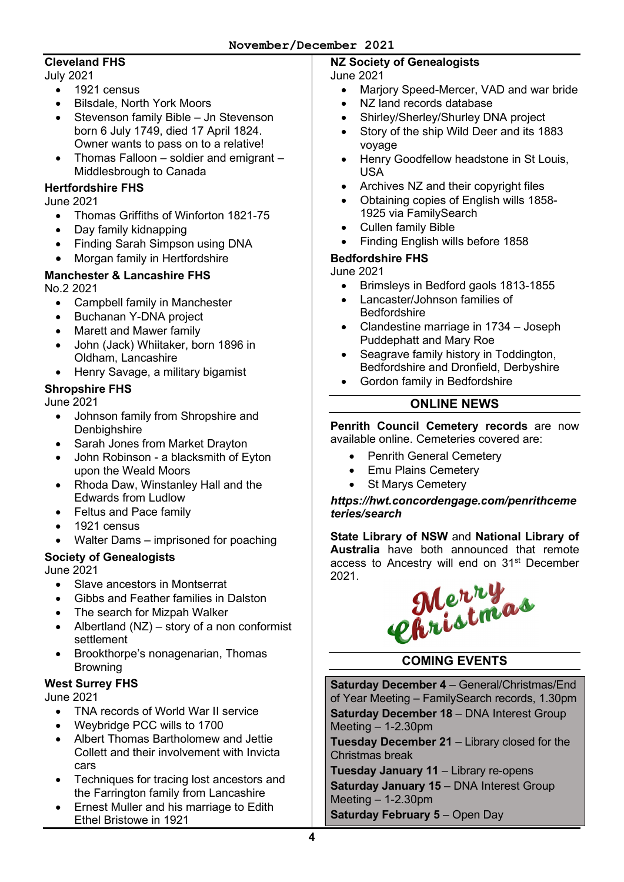### Cleveland FHS

July 2021

- 1921 census
- Bilsdale, North York Moors
- Stevenson family Bible – Jn Stevenson born 6 July 1749, died 17 April 1824. Owner wants to pass on to a relative!
- Thomas Falloon – soldier and emigrant – Middlesbrough to Canada

### Hertfordshire FHS

June 2021

- Thomas Griffiths of Winforton 1821-75
- Day family kidnapping
- Finding Sarah Simpson using DNA
- Morgan family in Hertfordshire

### Manchester & Lancashire FHS

No.2 2021

- Campbell family in Manchester
- Buchanan Y-DNA project
- Marett and Mawer family
- John (Jack) Whiitaker, born 1896 in Oldham, Lancashire
- Henry Savage, a military bigamist

### Shropshire FHS

June 2021

- Johnson family from Shropshire and Denbighshire
- Sarah Jones from Market Drayton
- John Robinson - a blacksmith of Eyton upon the Weald Moors
- Rhoda Daw, Winstanley Hall and the Edwards from Ludlow
- Feltus and Pace family
- 1921 census
- Walter Dams – imprisoned for poaching

### Society of Genealogists

June 2021

- Slave ancestors in Montserrat
- Gibbs and Feather families in Dalston
- The search for Mizpah Walker
- Albertland (NZ) – story of a non conformist settlement
- Brookthorpe's nonagenarian, Thomas Browning

### West Surrey FHS

June 2021

- TNA records of World War II service
- Weybridge PCC wills to 1700
- Albert Thomas Bartholomew and Jettie Collett and their involvement with Invicta cars
- Techniques for tracing lost ancestors and the Farrington family from Lancashire
- Ernest Muller and his marriage to Edith Ethel Bristowe in 1921

### NZ Society of Genealogists

June 2021

- Marjory Speed-Mercer, VAD and war bride
- NZ land records database
- Shirley/Sherley/Shurley DNA project
- Story of the ship Wild Deer and its 1883 voyage
- Henry Goodfellow headstone in St Louis, USA
- Archives NZ and their copyright files
- Obtaining copies of English wills 1858-1925 via FamilySearch
- Cullen family Bible
- Finding English wills before 1858

### Bedfordshire FHS

June 2021

- Brimsleys in Bedford gaols 1813-1855
- Lancaster/Johnson families of Bedfordshire
- Clandestine marriage in 1734 – Joseph Puddephatt and Mary Roe
- Seagrave family history in Toddington, Bedfordshire and Dronfield, Derbyshire
- Gordon family in Bedfordshire

## ONLINE NEWS

**Penrith Council Cemetery records** are now available online. Cemeteries covered are:

- Penrith General Cemetery
- Emu Plains Cemetery
- St Marys Cemetery

***https://hwt.concordengage.com/penrithcemeteries/search***

**State Library of NSW** and **National Library of Australia** have both announced that remote access to Ancestry will end on 31st December 2021.

Merry Christmas

## COMING EVENTS

**Saturday December 4** – General/Christmas/End of Year Meeting – FamilySearch records, 1.30pm

**Saturday December 18** – DNA Interest Group Meeting – 1-2.30pm

**Tuesday December 21** – Library closed for the Christmas break

**Tuesday January 11** – Library re-opens

**Saturday January 15** – DNA Interest Group Meeting – 1-2.30pm

**Saturday February 5** – Open Day